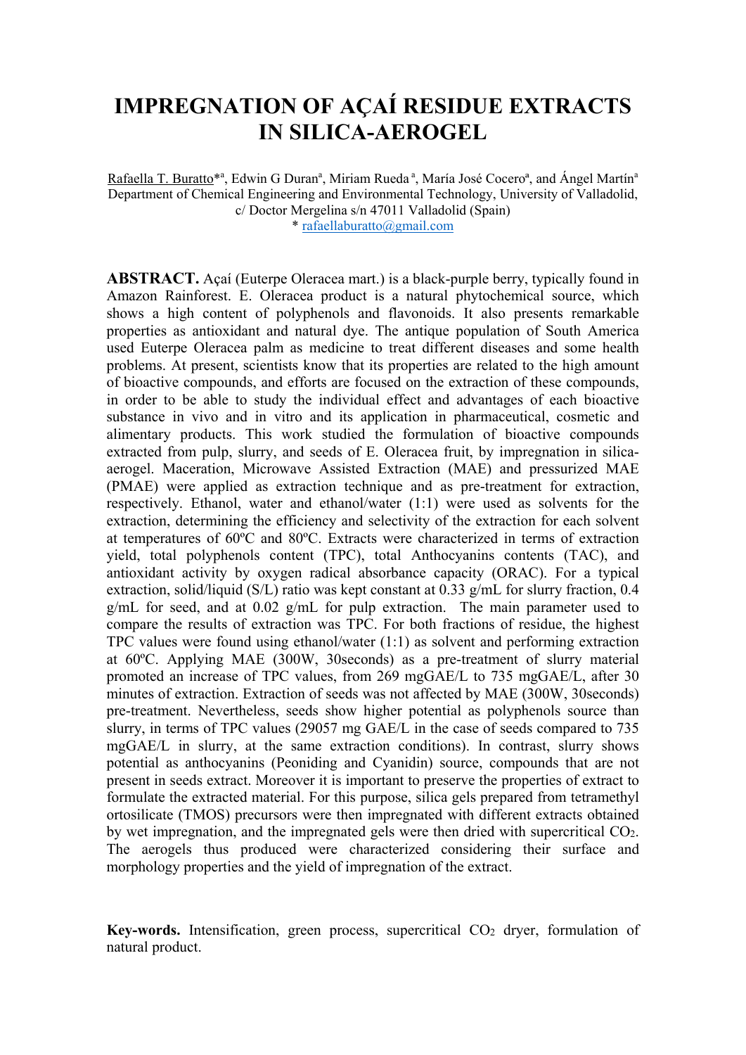# IMPREGNATION OF AÇAÍ RESIDUE EXTRACTS IN SILICA-AEROGEL

Rafaella T. Buratto*[a], Edwin G Duran[a], Miriam Rueda[a], María José Cocero[a], and Ángel Martín[a]
Department of Chemical Engineering and Environmental Technology, University of Valladolid, c/ Doctor Mergelina s/n 47011 Valladolid (Spain)
* rafaellaburatto@gmail.com

**ABSTRACT.** Açaí (Euterpe Oleracea mart.) is a black-purple berry, typically found in Amazon Rainforest. E. Oleracea product is a natural phytochemical source, which shows a high content of polyphenols and flavonoids. It also presents remarkable properties as antioxidant and natural dye. The antique population of South America used Euterpe Oleracea palm as medicine to treat different diseases and some health problems. At present, scientists know that its properties are related to the high amount of bioactive compounds, and efforts are focused on the extraction of these compounds, in order to be able to study the individual effect and advantages of each bioactive substance in vivo and in vitro and its application in pharmaceutical, cosmetic and alimentary products. This work studied the formulation of bioactive compounds extracted from pulp, slurry, and seeds of E. Oleracea fruit, by impregnation in silica-aerogel. Maceration, Microwave Assisted Extraction (MAE) and pressurized MAE (PMAE) were applied as extraction technique and as pre-treatment for extraction, respectively. Ethanol, water and ethanol/water (1:1) were used as solvents for the extraction, determining the efficiency and selectivity of the extraction for each solvent at temperatures of 60ºC and 80ºC. Extracts were characterized in terms of extraction yield, total polyphenols content (TPC), total Anthocyanins contents (TAC), and antioxidant activity by oxygen radical absorbance capacity (ORAC). For a typical extraction, solid/liquid (S/L) ratio was kept constant at 0.33 g/mL for slurry fraction, 0.4 g/mL for seed, and at 0.02 g/mL for pulp extraction. The main parameter used to compare the results of extraction was TPC. For both fractions of residue, the highest TPC values were found using ethanol/water (1:1) as solvent and performing extraction at 60ºC. Applying MAE (300W, 30seconds) as a pre-treatment of slurry material promoted an increase of TPC values, from 269 mgGAE/L to 735 mgGAE/L, after 30 minutes of extraction. Extraction of seeds was not affected by MAE (300W, 30seconds) pre-treatment. Nevertheless, seeds show higher potential as polyphenols source than slurry, in terms of TPC values (29057 mg GAE/L in the case of seeds compared to 735 mgGAE/L in slurry, at the same extraction conditions). In contrast, slurry shows potential as anthocyanins (Peoniding and Cyanidin) source, compounds that are not present in seeds extract. Moreover it is important to preserve the properties of extract to formulate the extracted material. For this purpose, silica gels prepared from tetramethyl ortosilicate (TMOS) precursors were then impregnated with different extracts obtained by wet impregnation, and the impregnated gels were then dried with supercritical $CO_2$. The aerogels thus produced were characterized considering their surface and morphology properties and the yield of impregnation of the extract.

**Key-words.** Intensification, green process, supercritical $CO_2$ dryer, formulation of natural product.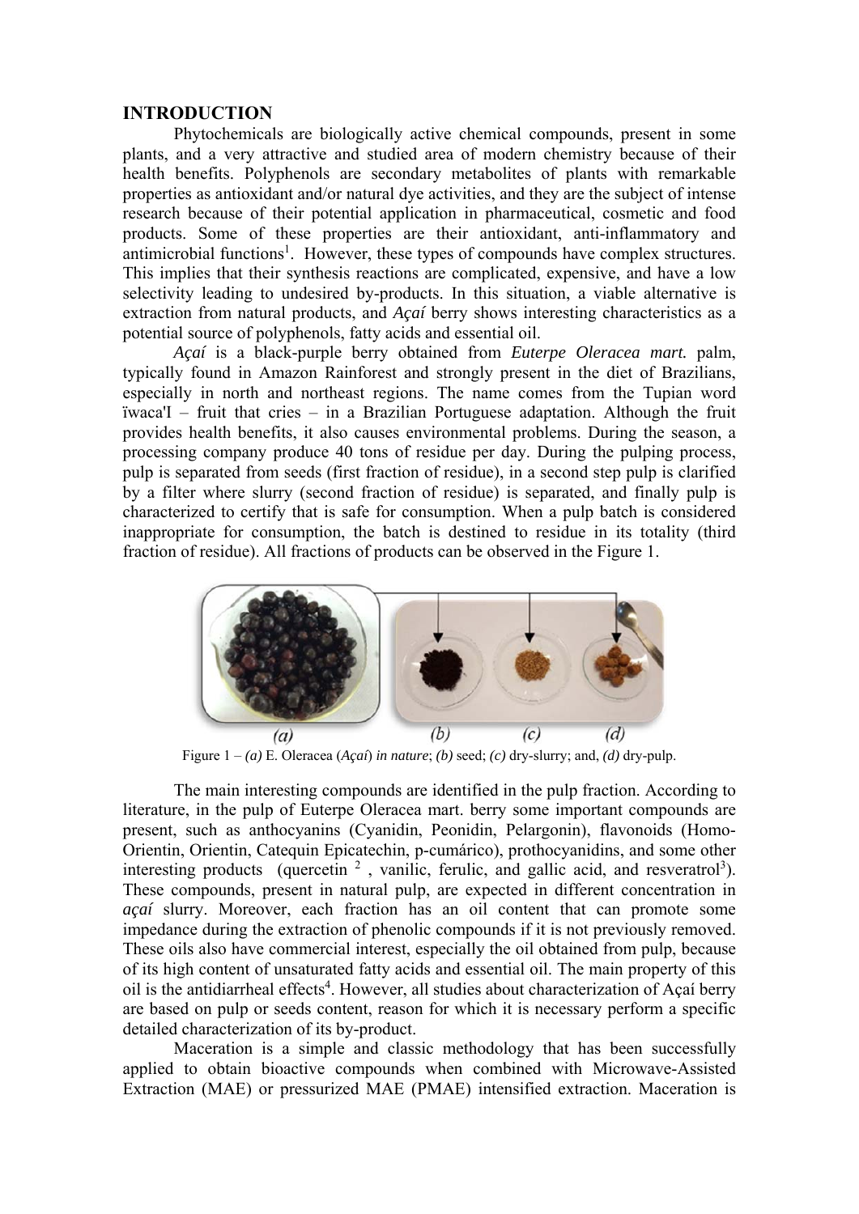# INTRODUCTION

Phytochemicals are biologically active chemical compounds, present in some plants, and a very attractive and studied area of modern chemistry because of their health benefits. Polyphenols are secondary metabolites of plants with remarkable properties as antioxidant and/or natural dye activities, and they are the subject of intense research because of their potential application in pharmaceutical, cosmetic and food products. Some of these properties are their antioxidant, anti-inflammatory and antimicrobial functions[1]. However, these types of compounds have complex structures. This implies that their synthesis reactions are complicated, expensive, and have a low selectivity leading to undesired by-products. In this situation, a viable alternative is extraction from natural products, and *Açaí* berry shows interesting characteristics as a potential source of polyphenols, fatty acids and essential oil.

*Açaí* is a black-purple berry obtained from *Euterpe Oleracea mart.* palm, typically found in Amazon Rainforest and strongly present in the diet of Brazilians, especially in north and northeast regions. The name comes from the Tupian word ïwaca'I – fruit that cries – in a Brazilian Portuguese adaptation. Although the fruit provides health benefits, it also causes environmental problems. During the season, a processing company produce 40 tons of residue per day. During the pulping process, pulp is separated from seeds (first fraction of residue), in a second step pulp is clarified by a filter where slurry (second fraction of residue) is separated, and finally pulp is characterized to certify that is safe for consumption. When a pulp batch is considered inappropriate for consumption, the batch is destined to residue in its totality (third fraction of residue). All fractions of products can be observed in the Figure 1.

Figure 1 – *(a)* E. Oleracea (*Açaí*) *in nature*; *(b)* seed; *(c)* dry-slurry; and, *(d)* dry-pulp.

The main interesting compounds are identified in the pulp fraction. According to literature, in the pulp of Euterpe Oleracea mart. berry some important compounds are present, such as anthocyanins (Cyanidin, Peonidin, Pelargonin), flavonoids (Homo-Orientin, Orientin, Catequin Epicatechin, p-cumárico), prothocyanidins, and some other interesting products (quercetin [2], vanilic, ferulic, and gallic acid, and resveratrol[3]). These compounds, present in natural pulp, are expected in different concentration in *açaí* slurry. Moreover, each fraction has an oil content that can promote some impedance during the extraction of phenolic compounds if it is not previously removed. These oils also have commercial interest, especially the oil obtained from pulp, because of its high content of unsaturated fatty acids and essential oil. The main property of this oil is the antidiarrheal effects[4]. However, all studies about characterization of Açaí berry are based on pulp or seeds content, reason for which it is necessary perform a specific detailed characterization of its by-product.

Maceration is a simple and classic methodology that has been successfully applied to obtain bioactive compounds when combined with Microwave-Assisted Extraction (MAE) or pressurized MAE (PMAE) intensified extraction. Maceration is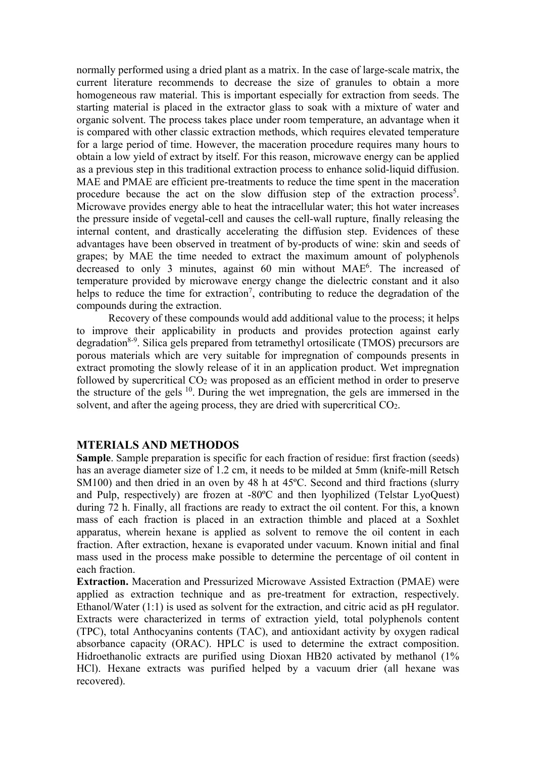normally performed using a dried plant as a matrix. In the case of large-scale matrix, the current literature recommends to decrease the size of granules to obtain a more homogeneous raw material. This is important especially for extraction from seeds. The starting material is placed in the extractor glass to soak with a mixture of water and organic solvent. The process takes place under room temperature, an advantage when it is compared with other classic extraction methods, which requires elevated temperature for a large period of time. However, the maceration procedure requires many hours to obtain a low yield of extract by itself. For this reason, microwave energy can be applied as a previous step in this traditional extraction process to enhance solid-liquid diffusion. MAE and PMAE are efficient pre-treatments to reduce the time spent in the maceration procedure because the act on the slow diffusion step of the extraction process[5]. Microwave provides energy able to heat the intracellular water; this hot water increases the pressure inside of vegetal-cell and causes the cell-wall rupture, finally releasing the internal content, and drastically accelerating the diffusion step. Evidences of these advantages have been observed in treatment of by-products of wine: skin and seeds of grapes; by MAE the time needed to extract the maximum amount of polyphenols decreased to only 3 minutes, against 60 min without MAE[6]. The increased of temperature provided by microwave energy change the dielectric constant and it also helps to reduce the time for extraction[7], contributing to reduce the degradation of the compounds during the extraction.

Recovery of these compounds would add additional value to the process; it helps to improve their applicability in products and provides protection against early degradation[8-9]. Silica gels prepared from tetramethyl ortosilicate (TMOS) precursors are porous materials which are very suitable for impregnation of compounds presents in extract promoting the slowly release of it in an application product. Wet impregnation followed by supercritical $CO_2$ was proposed as an efficient method in order to preserve the structure of the gels [10]. During the wet impregnation, the gels are immersed in the solvent, and after the ageing process, they are dried with supercritical $CO_2$.

## MTERIALS AND METHODOS

**Sample**. Sample preparation is specific for each fraction of residue: first fraction (seeds) has an average diameter size of 1.2 cm, it needs to be milded at 5mm (knife-mill Retsch SM100) and then dried in an oven by 48 h at 45ºC. Second and third fractions (slurry and Pulp, respectively) are frozen at -80ºC and then lyophilized (Telstar LyoQuest) during 72 h. Finally, all fractions are ready to extract the oil content. For this, a known mass of each fraction is placed in an extraction thimble and placed at a Soxhlet apparatus, wherein hexane is applied as solvent to remove the oil content in each fraction. After extraction, hexane is evaporated under vacuum. Known initial and final mass used in the process make possible to determine the percentage of oil content in each fraction.

**Extraction.** Maceration and Pressurized Microwave Assisted Extraction (PMAE) were applied as extraction technique and as pre-treatment for extraction, respectively. Ethanol/Water (1:1) is used as solvent for the extraction, and citric acid as pH regulator. Extracts were characterized in terms of extraction yield, total polyphenols content (TPC), total Anthocyanins contents (TAC), and antioxidant activity by oxygen radical absorbance capacity (ORAC). HPLC is used to determine the extract composition. Hidroethanolic extracts are purified using Dioxan HB20 activated by methanol (1% HCl). Hexane extracts was purified helped by a vacuum drier (all hexane was recovered).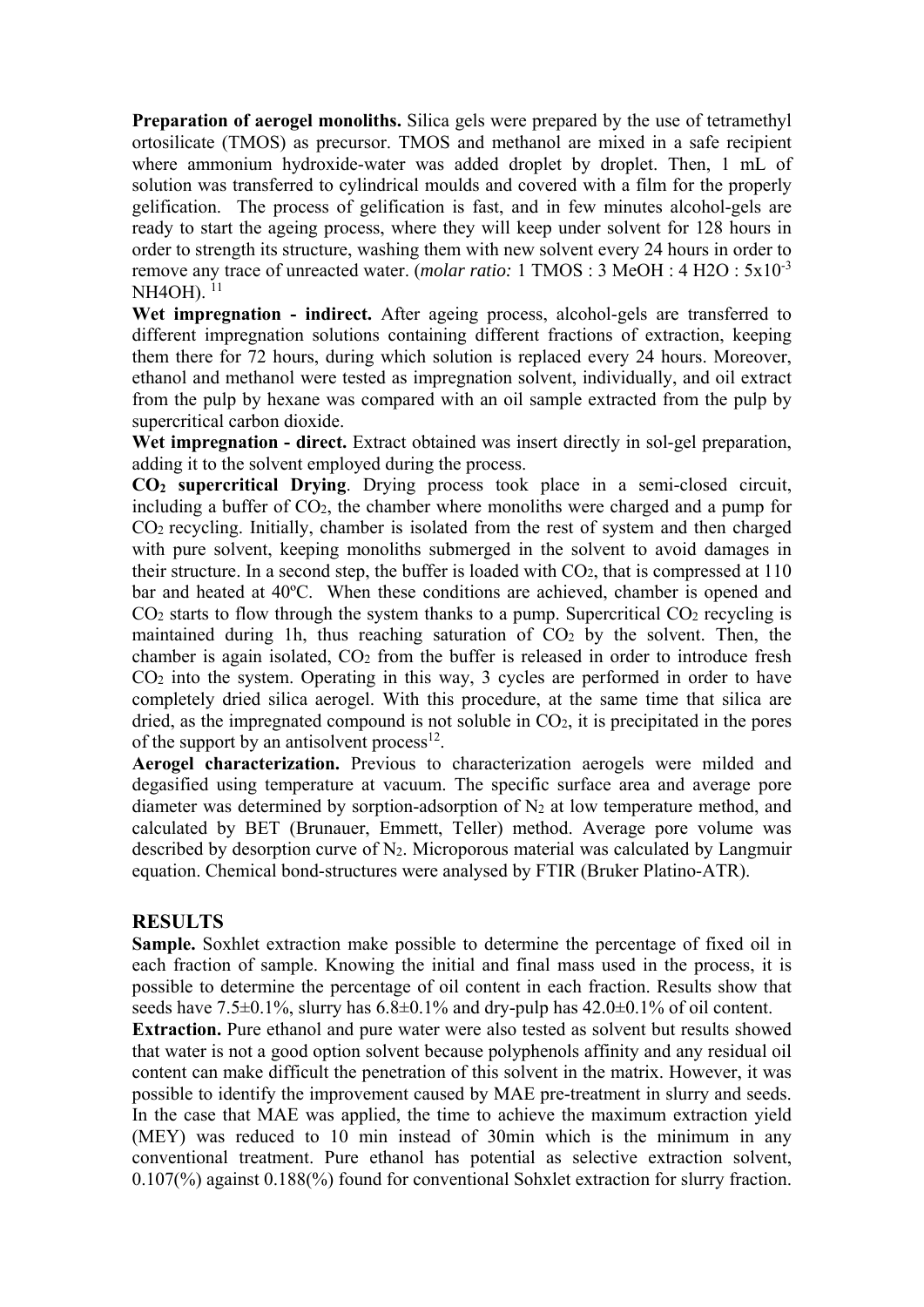**Preparation of aerogel monoliths.** Silica gels were prepared by the use of tetramethyl ortosilicate (TMOS) as precursor. TMOS and methanol are mixed in a safe recipient where ammonium hydroxide-water was added droplet by droplet. Then, 1 mL of solution was transferred to cylindrical moulds and covered with a film for the properly gelification. The process of gelification is fast, and in few minutes alcohol-gels are ready to start the ageing process, where they will keep under solvent for 128 hours in order to strength its structure, washing them with new solvent every 24 hours in order to remove any trace of unreacted water. (*molar ratio:* 1 TMOS : 3 MeOH : 4 $H_2O$ : $5x10^{-3}$ $NH_4OH$). [11]

**Wet impregnation - indirect.** After ageing process, alcohol-gels are transferred to different impregnation solutions containing different fractions of extraction, keeping them there for 72 hours, during which solution is replaced every 24 hours. Moreover, ethanol and methanol were tested as impregnation solvent, individually, and oil extract from the pulp by hexane was compared with an oil sample extracted from the pulp by supercritical carbon dioxide.

**Wet impregnation - direct.** Extract obtained was insert directly in sol-gel preparation, adding it to the solvent employed during the process.

**$CO_2$ supercritical Drying**. Drying process took place in a semi-closed circuit, including a buffer of $CO_2$, the chamber where monoliths were charged and a pump for $CO_2$ recycling. Initially, chamber is isolated from the rest of system and then charged with pure solvent, keeping monoliths submerged in the solvent to avoid damages in their structure. In a second step, the buffer is loaded with $CO_2$, that is compressed at 110 bar and heated at 40ºC. When these conditions are achieved, chamber is opened and $CO_2$ starts to flow through the system thanks to a pump. Supercritical $CO_2$ recycling is maintained during 1h, thus reaching saturation of $CO_2$ by the solvent. Then, the chamber is again isolated, $CO_2$ from the buffer is released in order to introduce fresh $CO_2$ into the system. Operating in this way, 3 cycles are performed in order to have completely dried silica aerogel. With this procedure, at the same time that silica are dried, as the impregnated compound is not soluble in $CO_2$, it is precipitated in the pores of the support by an antisolvent process[12].

**Aerogel characterization.** Previous to characterization aerogels were milded and degasified using temperature at vacuum. The specific surface area and average pore diameter was determined by sorption-adsorption of $N_2$ at low temperature method, and calculated by BET (Brunauer, Emmett, Teller) method. Average pore volume was described by desorption curve of $N_2$. Microporous material was calculated by Langmuir equation. Chemical bond-structures were analysed by FTIR (Bruker Platino-ATR).

## RESULTS

**Sample.** Soxhlet extraction make possible to determine the percentage of fixed oil in each fraction of sample. Knowing the initial and final mass used in the process, it is possible to determine the percentage of oil content in each fraction. Results show that seeds have 7.5±0.1%, slurry has 6.8±0.1% and dry-pulp has 42.0±0.1% of oil content.

**Extraction.** Pure ethanol and pure water were also tested as solvent but results showed that water is not a good option solvent because polyphenols affinity and any residual oil content can make difficult the penetration of this solvent in the matrix. However, it was possible to identify the improvement caused by MAE pre-treatment in slurry and seeds. In the case that MAE was applied, the time to achieve the maximum extraction yield (MEY) was reduced to 10 min instead of 30min which is the minimum in any conventional treatment. Pure ethanol has potential as selective extraction solvent, 0.107(%) against 0.188(%) found for conventional Sohxlet extraction for slurry fraction.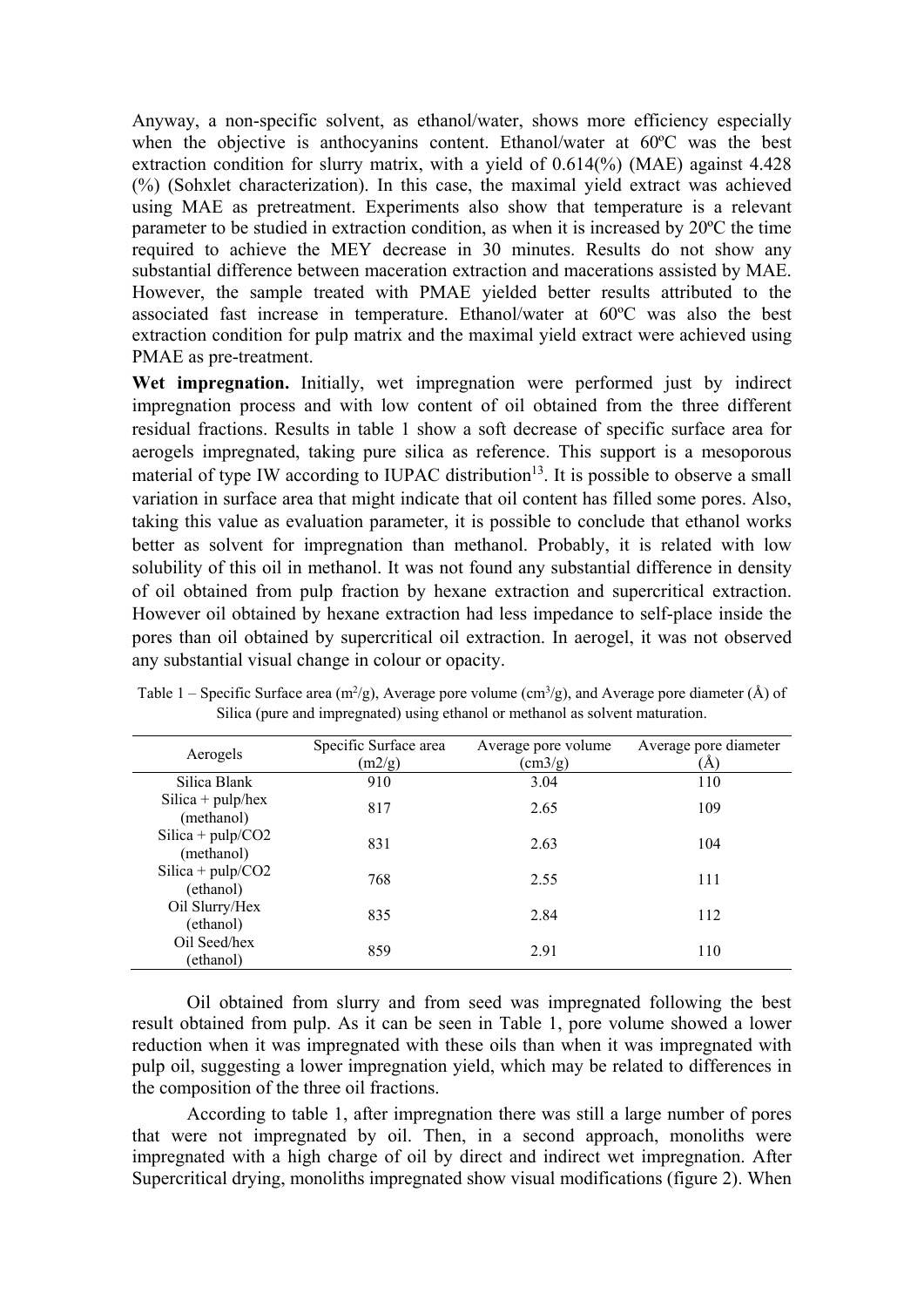Anyway, a non-specific solvent, as ethanol/water, shows more efficiency especially when the objective is anthocyanins content. Ethanol/water at 60ºC was the best extraction condition for slurry matrix, with a yield of 0.614(%) (MAE) against 4.428 (%) (Sohxlet characterization). In this case, the maximal yield extract was achieved using MAE as pretreatment. Experiments also show that temperature is a relevant parameter to be studied in extraction condition, as when it is increased by 20ºC the time required to achieve the MEY decrease in 30 minutes. Results do not show any substantial difference between maceration extraction and macerations assisted by MAE. However, the sample treated with PMAE yielded better results attributed to the associated fast increase in temperature. Ethanol/water at 60ºC was also the best extraction condition for pulp matrix and the maximal yield extract were achieved using PMAE as pre-treatment.

**Wet impregnation.** Initially, wet impregnation were performed just by indirect impregnation process and with low content of oil obtained from the three different residual fractions. Results in table 1 show a soft decrease of specific surface area for aerogels impregnated, taking pure silica as reference. This support is a mesoporous material of type IW according to IUPAC distribution[13]. It is possible to observe a small variation in surface area that might indicate that oil content has filled some pores. Also, taking this value as evaluation parameter, it is possible to conclude that ethanol works better as solvent for impregnation than methanol. Probably, it is related with low solubility of this oil in methanol. It was not found any substantial difference in density of oil obtained from pulp fraction by hexane extraction and supercritical extraction. However oil obtained by hexane extraction had less impedance to self-place inside the pores than oil obtained by supercritical oil extraction. In aerogel, it was not observed any substantial visual change in colour or opacity.

Table 1 – Specific Surface area ($m^2/g$), Average pore volume ($cm^3/g$), and Average pore diameter (Å) of Silica (pure and impregnated) using ethanol or methanol as solvent maturation.

| Aerogels | Specific Surface area (m2/g) | Average pore volume (cm3/g) | Average pore diameter (Å) |
|---|---|---|---|
| Silica Blank | 910 | 3.04 | 110 |
| Silica + pulp/hex (methanol) | 817 | 2.65 | 109 |
| Silica + pulp/CO2 (methanol) | 831 | 2.63 | 104 |
| Silica + pulp/CO2 (ethanol) | 768 | 2.55 | 111 |
| Oil Slurry/Hex (ethanol) | 835 | 2.84 | 112 |
| Oil Seed/hex (ethanol) | 859 | 2.91 | 110 |

Oil obtained from slurry and from seed was impregnated following the best result obtained from pulp. As it can be seen in Table 1, pore volume showed a lower reduction when it was impregnated with these oils than when it was impregnated with pulp oil, suggesting a lower impregnation yield, which may be related to differences in the composition of the three oil fractions.

According to table 1, after impregnation there was still a large number of pores that were not impregnated by oil. Then, in a second approach, monoliths were impregnated with a high charge of oil by direct and indirect wet impregnation. After Supercritical drying, monoliths impregnated show visual modifications (figure 2). When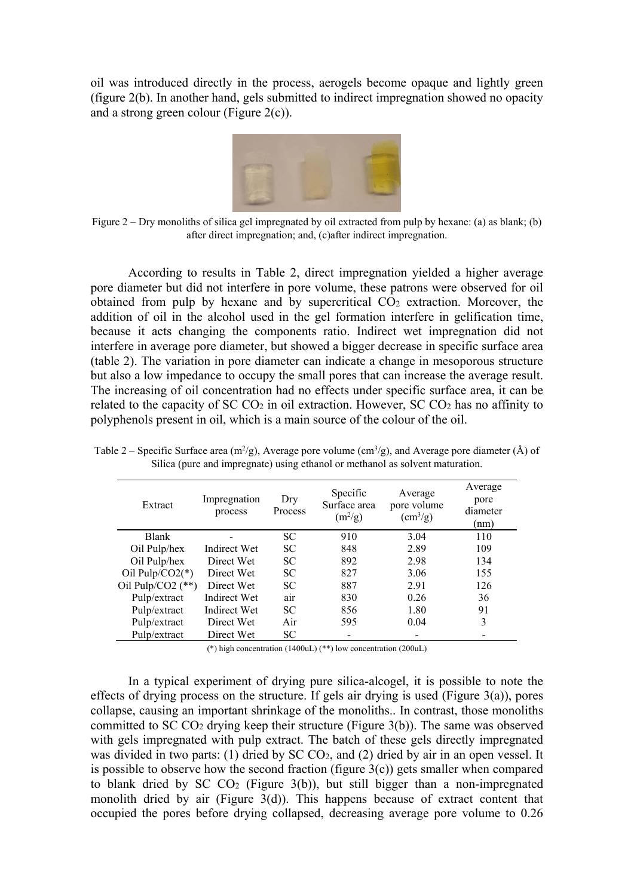oil was introduced directly in the process, aerogels become opaque and lightly green (figure 2(b). In another hand, gels submitted to indirect impregnation showed no opacity and a strong green colour (Figure 2(c)).

Figure 2 – Dry monoliths of silica gel impregnated by oil extracted from pulp by hexane: (a) as blank; (b) after direct impregnation; and, (c)after indirect impregnation.

According to results in Table 2, direct impregnation yielded a higher average pore diameter but did not interfere in pore volume, these patrons were observed for oil obtained from pulp by hexane and by supercritical $CO_2$ extraction. Moreover, the addition of oil in the alcohol used in the gel formation interfere in gelification time, because it acts changing the components ratio. Indirect wet impregnation did not interfere in average pore diameter, but showed a bigger decrease in specific surface area (table 2). The variation in pore diameter can indicate a change in mesoporous structure but also a low impedance to occupy the small pores that can increase the average result. The increasing of oil concentration had no effects under specific surface area, it can be related to the capacity of SC $CO_2$ in oil extraction. However, SC $CO_2$ has no affinity to polyphenols present in oil, which is a main source of the colour of the oil.

Table 2 – Specific Surface area ($m^2/g$), Average pore volume ($cm^3/g$), and Average pore diameter (Å) of Silica (pure and impregnate) using ethanol or methanol as solvent maturation.

| Extract | Impregnation process | Dry Process | Specific Surface area ($m^2/g$) | Average pore volume ($cm^3/g$) | Average pore diameter (nm) |
|---|---|---|---|---|---|
| Blank | - | SC | 910 | 3.04 | 110 |
| Oil Pulp/hex | Indirect Wet | SC | 848 | 2.89 | 109 |
| Oil Pulp/hex | Direct Wet | SC | 892 | 2.98 | 134 |
| Oil Pulp/CO2(*) | Direct Wet | SC | 827 | 3.06 | 155 |
| Oil Pulp/CO2 (**) | Direct Wet | SC | 887 | 2.91 | 126 |
| Pulp/extract | Indirect Wet | air | 830 | 0.26 | 36 |
| Pulp/extract | Indirect Wet | SC | 856 | 1.80 | 91 |
| Pulp/extract | Direct Wet | Air | 595 | 0.04 | 3 |
| Pulp/extract | Direct Wet | SC | - | - | - |

(*) high concentration (1400uL) (**) low concentration (200uL)

In a typical experiment of drying pure silica-alcogel, it is possible to note the effects of drying process on the structure. If gels air drying is used (Figure 3(a)), pores collapse, causing an important shrinkage of the monoliths.. In contrast, those monoliths committed to SC $CO_2$ drying keep their structure (Figure 3(b)). The same was observed with gels impregnated with pulp extract. The batch of these gels directly impregnated was divided in two parts: (1) dried by SC $CO_2$, and (2) dried by air in an open vessel. It is possible to observe how the second fraction (figure 3(c)) gets smaller when compared to blank dried by SC $CO_2$ (Figure 3(b)), but still bigger than a non-impregnated monolith dried by air (Figure 3(d)). This happens because of extract content that occupied the pores before drying collapsed, decreasing average pore volume to 0.26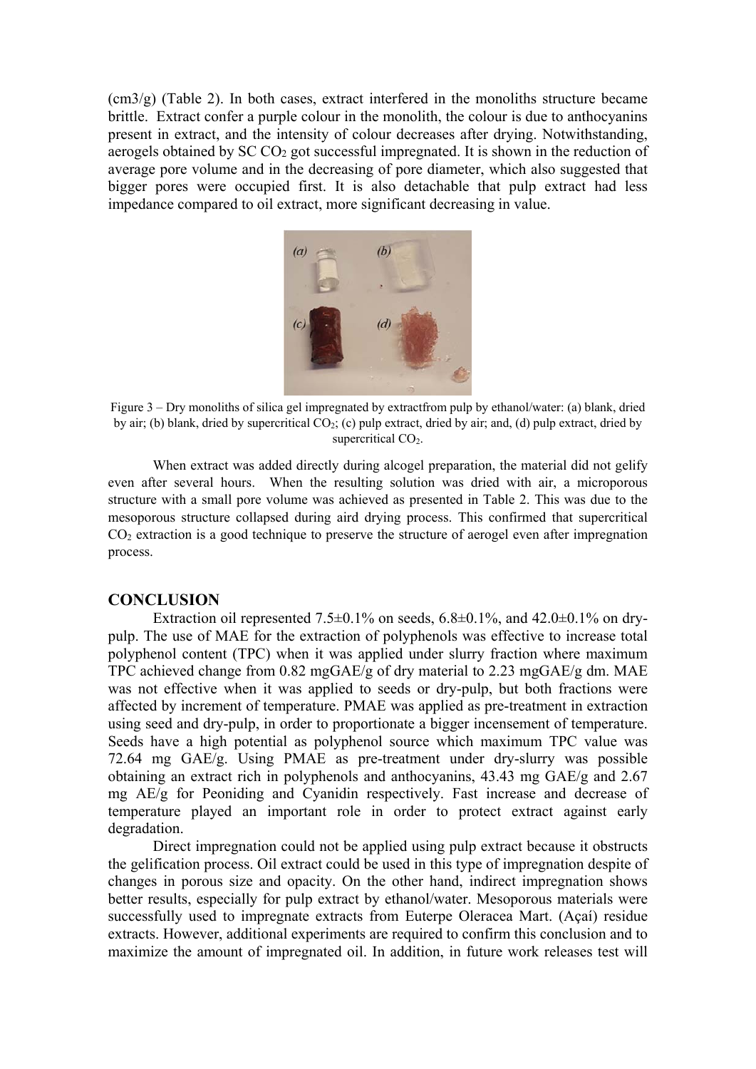(cm3/g) (Table 2). In both cases, extract interfered in the monoliths structure became brittle. Extract confer a purple colour in the monolith, the colour is due to anthocyanins present in extract, and the intensity of colour decreases after drying. Notwithstanding, aerogels obtained by SC $CO_2$ got successful impregnated. It is shown in the reduction of average pore volume and in the decreasing of pore diameter, which also suggested that bigger pores were occupied first. It is also detachable that pulp extract had less impedance compared to oil extract, more significant decreasing in value.

Figure 3 – Dry monoliths of silica gel impregnated by extractfrom pulp by ethanol/water: (a) blank, dried by air; (b) blank, dried by supercritical $CO_2$; (c) pulp extract, dried by air; and, (d) pulp extract, dried by supercritical $CO_2$.

When extract was added directly during alcogel preparation, the material did not gelify even after several hours. When the resulting solution was dried with air, a microporous structure with a small pore volume was achieved as presented in Table 2. This was due to the mesoporous structure collapsed during aird drying process. This confirmed that supercritical $CO_2$ extraction is a good technique to preserve the structure of aerogel even after impregnation process.

## CONCLUSION

Extraction oil represented 7.5±0.1% on seeds, 6.8±0.1%, and 42.0±0.1% on dry-pulp. The use of MAE for the extraction of polyphenols was effective to increase total polyphenol content (TPC) when it was applied under slurry fraction where maximum TPC achieved change from 0.82 mgGAE/g of dry material to 2.23 mgGAE/g dm. MAE was not effective when it was applied to seeds or dry-pulp, but both fractions were affected by increment of temperature. PMAE was applied as pre-treatment in extraction using seed and dry-pulp, in order to proportionate a bigger incensement of temperature. Seeds have a high potential as polyphenol source which maximum TPC value was 72.64 mg GAE/g. Using PMAE as pre-treatment under dry-slurry was possible obtaining an extract rich in polyphenols and anthocyanins, 43.43 mg GAE/g and 2.67 mg AE/g for Peoniding and Cyanidin respectively. Fast increase and decrease of temperature played an important role in order to protect extract against early degradation.

Direct impregnation could not be applied using pulp extract because it obstructs the gelification process. Oil extract could be used in this type of impregnation despite of changes in porous size and opacity. On the other hand, indirect impregnation shows better results, especially for pulp extract by ethanol/water. Mesoporous materials were successfully used to impregnate extracts from Euterpe Oleracea Mart. (Açaí) residue extracts. However, additional experiments are required to confirm this conclusion and to maximize the amount of impregnated oil. In addition, in future work releases test will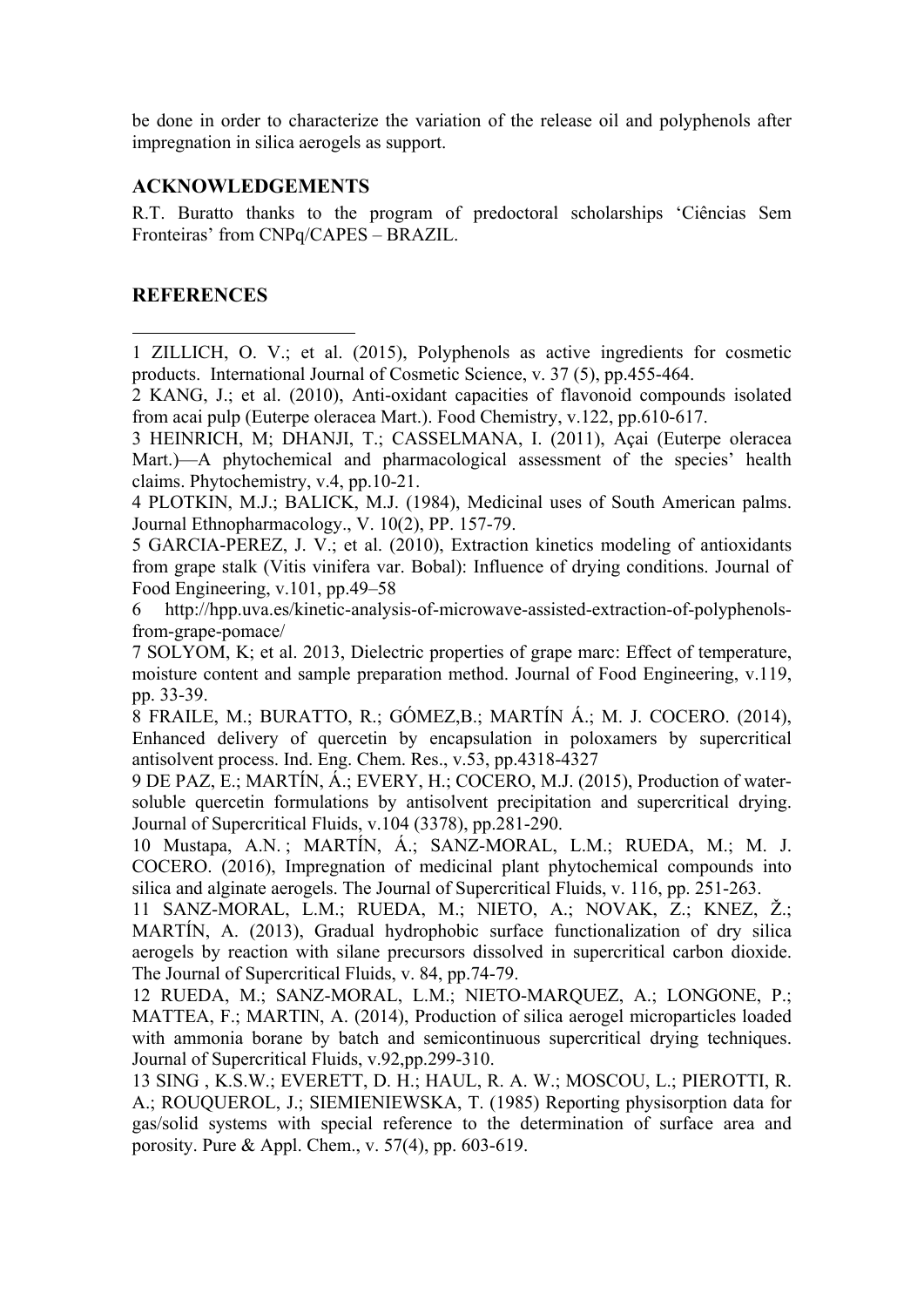be done in order to characterize the variation of the release oil and polyphenols after impregnation in silica aerogels as support.

## ACKNOWLEDGEMENTS

R.T. Buratto thanks to the program of predoctoral scholarships 'Ciências Sem Fronteiras' from CNPq/CAPES – BRAZIL.

## REFERENCES

1 ZILLICH, O. V.; et al. (2015), Polyphenols as active ingredients for cosmetic products. International Journal of Cosmetic Science, v. 37 (5), pp.455-464.

2 KANG, J.; et al. (2010), Anti-oxidant capacities of flavonoid compounds isolated from acai pulp (Euterpe oleracea Mart.). Food Chemistry, v.122, pp.610-617.

3 HEINRICH, M; DHANJI, T.; CASSELMANA, I. (2011), Açai (Euterpe oleracea Mart.)—A phytochemical and pharmacological assessment of the species' health claims. Phytochemistry, v.4, pp.10-21.

4 PLOTKIN, M.J.; BALICK, M.J. (1984), Medicinal uses of South American palms. Journal Ethnopharmacology., V. 10(2), PP. 157-79.

5 GARCIA-PEREZ, J. V.; et al. (2010), Extraction kinetics modeling of antioxidants from grape stalk (Vitis vinifera var. Bobal): Influence of drying conditions. Journal of Food Engineering, v.101, pp.49–58

6 http://hpp.uva.es/kinetic-analysis-of-microwave-assisted-extraction-of-polyphenols-from-grape-pomace/

7 SOLYOM, K; et al. 2013, Dielectric properties of grape marc: Effect of temperature, moisture content and sample preparation method. Journal of Food Engineering, v.119, pp. 33-39.

8 FRAILE, M.; BURATTO, R.; GÓMEZ,B.; MARTÍN Á.; M. J. COCERO. (2014), Enhanced delivery of quercetin by encapsulation in poloxamers by supercritical antisolvent process. Ind. Eng. Chem. Res., v.53, pp.4318-4327

9 DE PAZ, E.; MARTÍN, Á.; EVERY, H.; COCERO, M.J. (2015), Production of water-soluble quercetin formulations by antisolvent precipitation and supercritical drying. Journal of Supercritical Fluids, v.104 (3378), pp.281-290.

10 Mustapa, A.N. ; MARTÍN, Á.; SANZ-MORAL, L.M.; RUEDA, M.; M. J. COCERO. (2016), Impregnation of medicinal plant phytochemical compounds into silica and alginate aerogels. The Journal of Supercritical Fluids, v. 116, pp. 251-263.

11 SANZ-MORAL, L.M.; RUEDA, M.; NIETO, A.; NOVAK, Z.; KNEZ, Ž.; MARTÍN, A. (2013), Gradual hydrophobic surface functionalization of dry silica aerogels by reaction with silane precursors dissolved in supercritical carbon dioxide. The Journal of Supercritical Fluids, v. 84, pp.74-79.

12 RUEDA, M.; SANZ-MORAL, L.M.; NIETO-MARQUEZ, A.; LONGONE, P.; MATTEA, F.; MARTIN, A. (2014), Production of silica aerogel microparticles loaded with ammonia borane by batch and semicontinuous supercritical drying techniques. Journal of Supercritical Fluids, v.92,pp.299-310.

13 SING , K.S.W.; EVERETT, D. H.; HAUL, R. A. W.; MOSCOU, L.; PIEROTTI, R. A.; ROUQUEROL, J.; SIEMIENIEWSKA, T. (1985) Reporting physisorption data for gas/solid systems with special reference to the determination of surface area and porosity. Pure & Appl. Chem., v. 57(4), pp. 603-619.